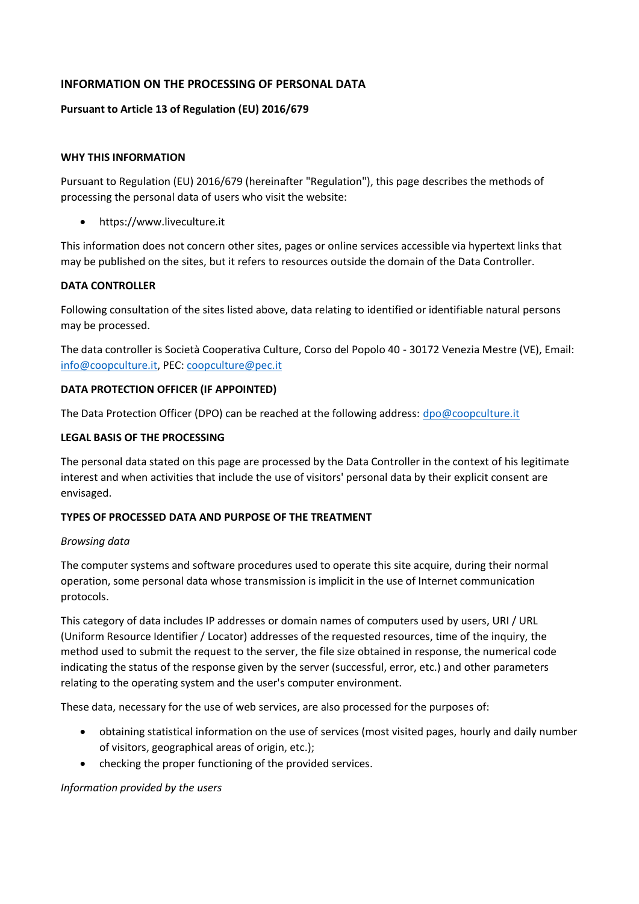## INFORMATION ON THE PROCESSING OF PERSONAL DATA

### Pursuant to Article 13 of Regulation (EU) 2016/679

#### WHY THIS INFORMATION

Pursuant to Regulation (EU) 2016/679 (hereinafter "Regulation"), this page describes the methods of processing the personal data of users who visit the website:

- https://www.liveculture.it

This information does not concern other sites, pages or online services accessible via hypertext links that may be published on the sites, but it refers to resources outside the domain of the Data Controller.

#### DATA CONTROLLER

Following consultation of the sites listed above, data relating to identified or identifiable natural persons may be processed.

The data controller is Società Cooperativa Culture, Corso del Popolo 40 - 30172 Venezia Mestre (VE), Email: info@coopculture.it, PEC: coopculture@pec.it

#### DATA PROTECTION OFFICER (IF APPOINTED)

The Data Protection Officer (DPO) can be reached at the following address: dpo@coopculture.it

#### LEGAL BASIS OF THE PROCESSING

The personal data stated on this page are processed by the Data Controller in the context of his legitimate interest and when activities that include the use of visitors' personal data by their explicit consent are envisaged.

#### TYPES OF PROCESSED DATA AND PURPOSE OF THE TREATMENT

*Browsing data*

The computer systems and software procedures used to operate this site acquire, during their normal operation, some personal data whose transmission is implicit in the use of Internet communication protocols.

This category of data includes IP addresses or domain names of computers used by users, URI / URL (Uniform Resource Identifier / Locator) addresses of the requested resources, time of the inquiry, the method used to submit the request to the server, the file size obtained in response, the numerical code indicating the status of the response given by the server (successful, error, etc.) and other parameters relating to the operating system and the user's computer environment.

These data, necessary for the use of web services, are also processed for the purposes of:

- obtaining statistical information on the use of services (most visited pages, hourly and daily number of visitors, geographical areas of origin, etc.);
- checking the proper functioning of the provided services.

*Information provided by the users*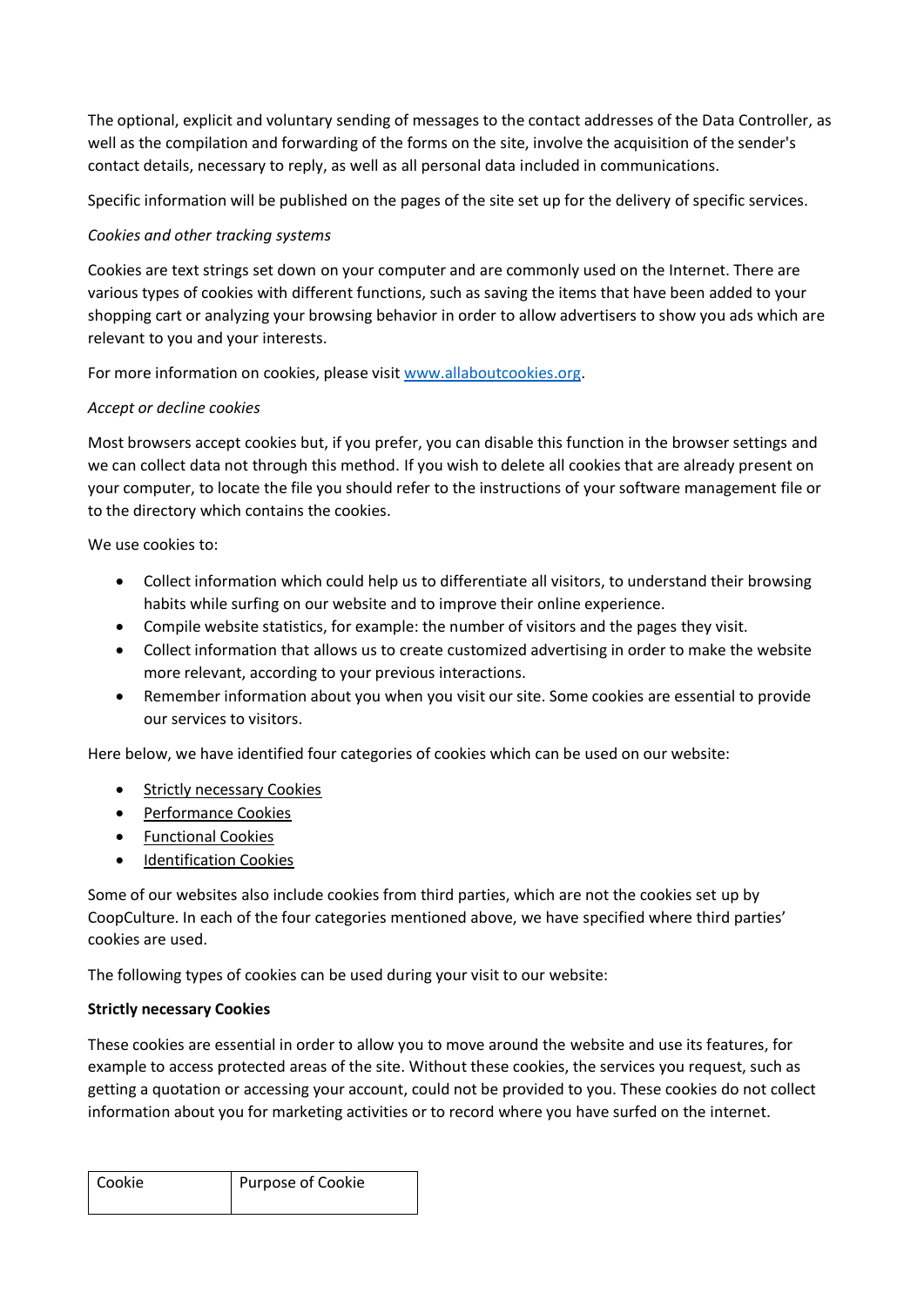The optional, explicit and voluntary sending of messages to the contact addresses of the Data Controller, as well as the compilation and forwarding of the forms on the site, involve the acquisition of the sender's contact details, necessary to reply, as well as all personal data included in communications.

Specific information will be published on the pages of the site set up for the delivery of specific services.

*Cookies and other tracking systems*

Cookies are text strings set down on your computer and are commonly used on the Internet. There are various types of cookies with different functions, such as saving the items that have been added to your shopping cart or analyzing your browsing behavior in order to allow advertisers to show you ads which are relevant to you and your interests.

For more information on cookies, please visit [www.allaboutcookies.org](http://www.allaboutcookies.org).

*Accept or decline cookies*

Most browsers accept cookies but, if you prefer, you can disable this function in the browser settings and we can collect data not through this method. If you wish to delete all cookies that are already present on your computer, to locate the file you should refer to the instructions of your software management file or to the directory which contains the cookies.

We use cookies to:

- Collect information which could help us to differentiate all visitors, to understand their browsing habits while surfing on our website and to improve their online experience.
- Compile website statistics, for example: the number of visitors and the pages they visit.
- Collect information that allows us to create customized advertising in order to make the website more relevant, according to your previous interactions.
- Remember information about you when you visit our site. Some cookies are essential to provide our services to visitors.

Here below, we have identified four categories of cookies which can be used on our website:

- Strictly necessary Cookies
- Performance Cookies
- Functional Cookies
- Identification Cookies

Some of our websites also include cookies from third parties, which are not the cookies set up by CoopCulture. In each of the four categories mentioned above, we have specified where third parties' cookies are used.

The following types of cookies can be used during your visit to our website:

**Strictly necessary Cookies**

These cookies are essential in order to allow you to move around the website and use its features, for example to access protected areas of the site. Without these cookies, the services you request, such as getting a quotation or accessing your account, could not be provided to you. These cookies do not collect information about you for marketing activities or to record where you have surfed on the internet.

| Cookie | Purpose of Cookie |
|---|---|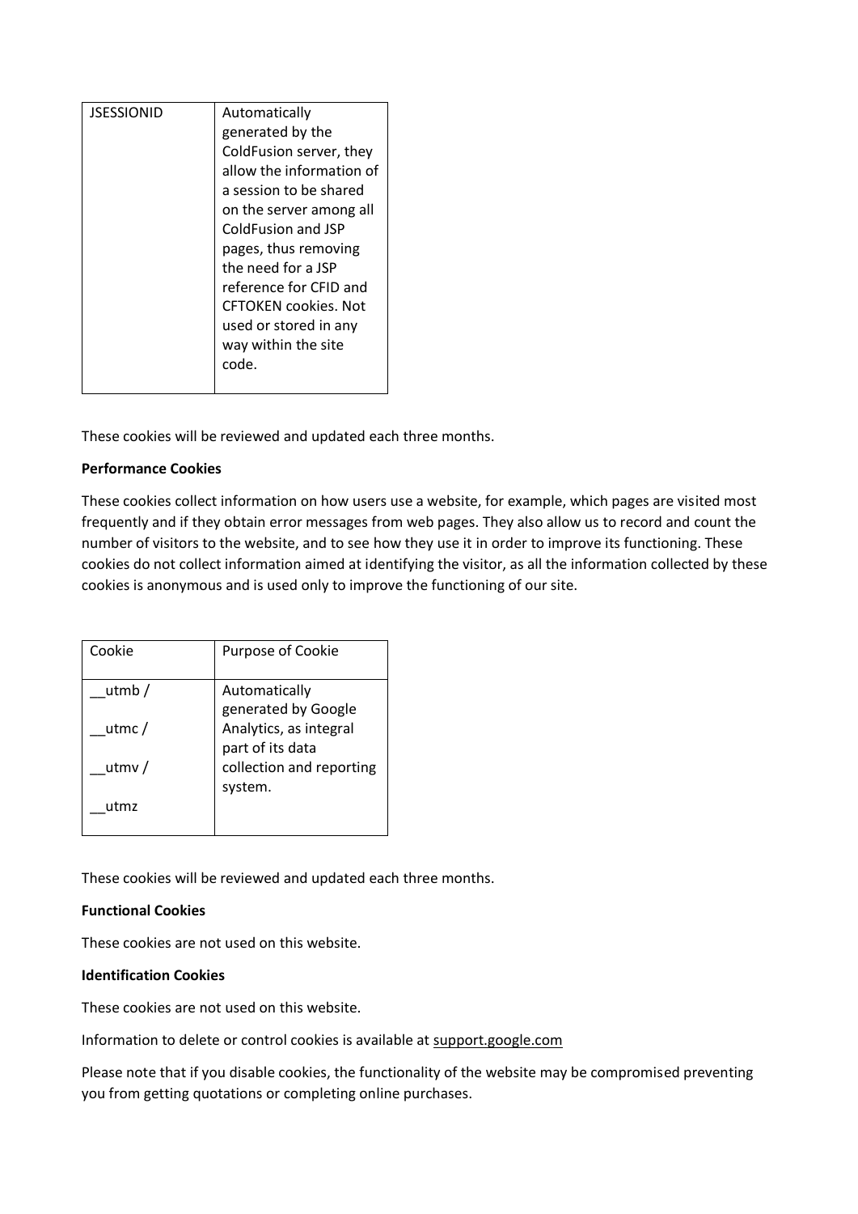| JSESSIONID | Automatically generated by the ColdFusion server, they allow the information of a session to be shared on the server among all ColdFusion and JSP pages, thus removing the need for a JSP reference for CFID and CFTOKEN cookies. Not used or stored in any way within the site code. |
|---|---|

These cookies will be reviewed and updated each three months.

**Performance Cookies**

These cookies collect information on how users use a website, for example, which pages are visited most frequently and if they obtain error messages from web pages. They also allow us to record and count the number of visitors to the website, and to see how they use it in order to improve its functioning. These cookies do not collect information aimed at identifying the visitor, as all the information collected by these cookies is anonymous and is used only to improve the functioning of our site.

| Cookie | Purpose of Cookie |
|---|---|
| __utmb / __utmc / __utmv / __utmz | Automatically generated by Google Analytics, as integral part of its data collection and reporting system. |

These cookies will be reviewed and updated each three months.

**Functional Cookies**

These cookies are not used on this website.

**Identification Cookies**

These cookies are not used on this website.

Information to delete or control cookies is available at support.google.com

Please note that if you disable cookies, the functionality of the website may be compromised preventing you from getting quotations or completing online purchases.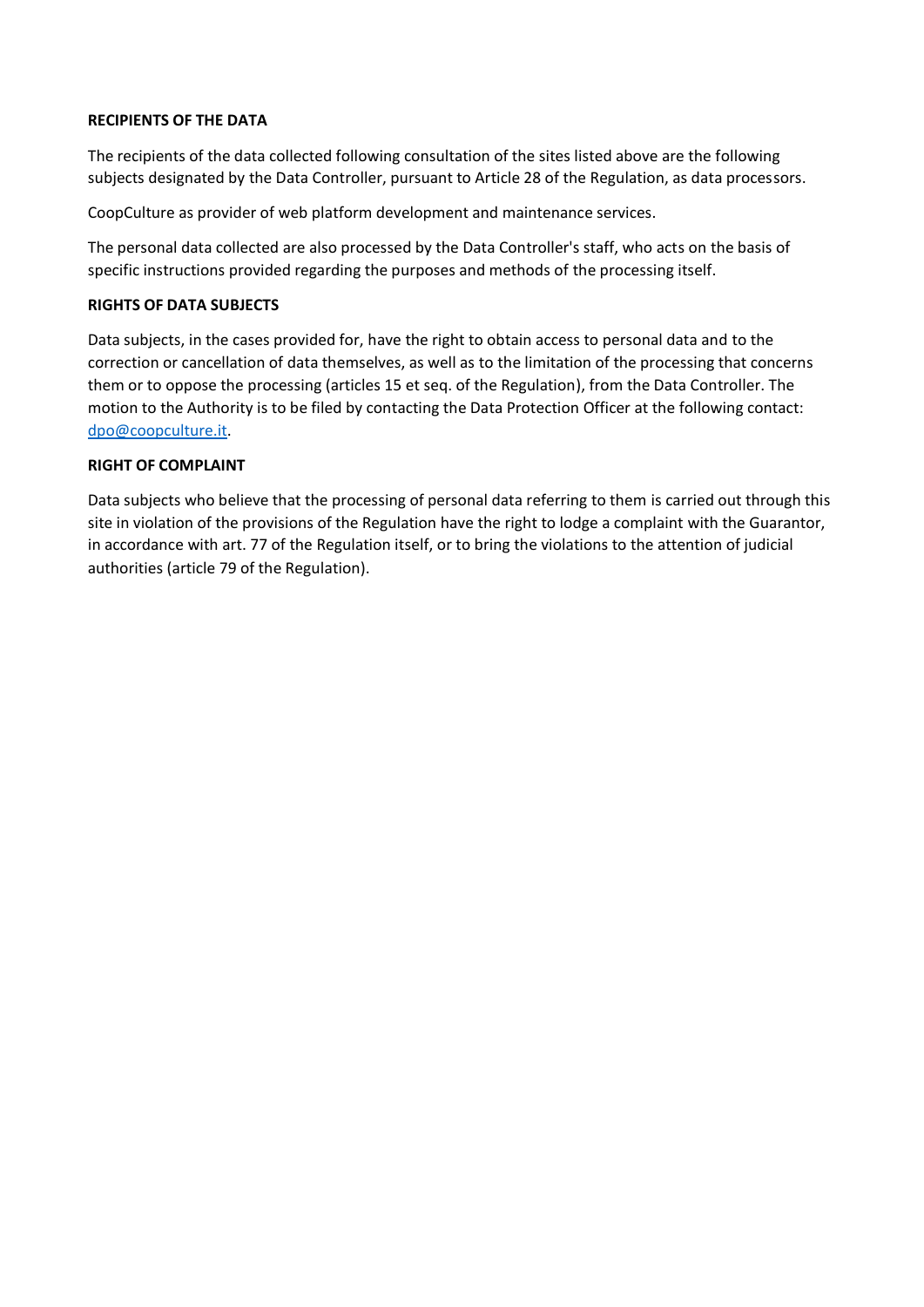**RECIPIENTS OF THE DATA**

The recipients of the data collected following consultation of the sites listed above are the following subjects designated by the Data Controller, pursuant to Article 28 of the Regulation, as data processors.

CoopCulture as provider of web platform development and maintenance services.

The personal data collected are also processed by the Data Controller's staff, who acts on the basis of specific instructions provided regarding the purposes and methods of the processing itself.

**RIGHTS OF DATA SUBJECTS**

Data subjects, in the cases provided for, have the right to obtain access to personal data and to the correction or cancellation of data themselves, as well as to the limitation of the processing that concerns them or to oppose the processing (articles 15 et seq. of the Regulation), from the Data Controller. The motion to the Authority is to be filed by contacting the Data Protection Officer at the following contact: dpo@coopculture.it.

**RIGHT OF COMPLAINT**

Data subjects who believe that the processing of personal data referring to them is carried out through this site in violation of the provisions of the Regulation have the right to lodge a complaint with the Guarantor, in accordance with art. 77 of the Regulation itself, or to bring the violations to the attention of judicial authorities (article 79 of the Regulation).